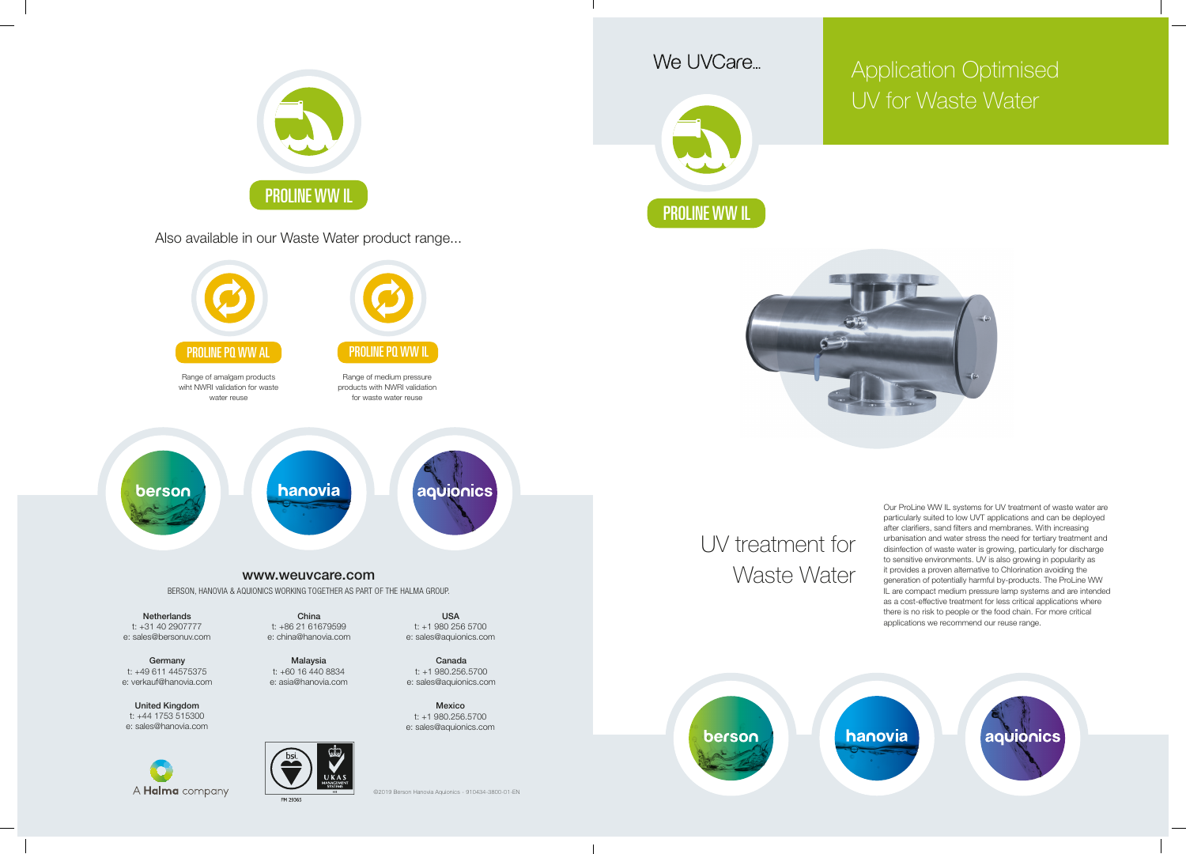PROLINE WW IL

Also available in our Waste Water product range...

**PROLINE PQ WW AL**

Range of amalgam products wiht NWRI validation for waste water reuse

**PROLINE PQ WW IL**

Range of medium pressure products with NWRI validation for waste water reuse

berson | hanovia | aquionics

**www.weuvcare.com**

BERSON, HANOVIA & AQUIONICS WORKING TOGETHER AS PART OF THE HALMA GROUP.

**Netherlands**
t: +31 40 2907777
e: sales@bersonuv.com

**Germany**
t: +49 611 44575375
e: verkauf@hanovia.com

**United Kingdom**
t: +44 1753 515300
e: sales@hanovia.com

**China**
t: +86 21 61679599
e: china@hanovia.com

**Malaysia**
t: +60 16 440 8834
e: asia@hanovia.com

**USA**
t: +1 980 256 5700
e: sales@aquionics.com

**Canada**
t: +1 980.256.5700
e: sales@aquionics.com

**Mexico**
t: +1 980.256.5700
e: sales@aquionics.com

A Halma company

FM 29365

©2019 Berson Hanovia Aquionics - 910434-3800-01-EN

We UVCare...

# Application Optimised UV for Waste Water

PROLINE WW IL

## UV treatment for Waste Water

Our ProLine WW IL systems for UV treatment of waste water are particularly suited to low UVT applications and can be deployed after clarifiers, sand filters and membranes. With increasing urbanisation and water stress the need for tertiary treatment and disinfection of waste water is growing, particularly for discharge to sensitive environments. UV is also growing in popularity as it provides a proven alternative to Chlorination avoiding the generation of potentially harmful by-products. The ProLine WW IL are compact medium pressure lamp systems and are intended as a cost-effective treatment for less critical applications where there is no risk to people or the food chain. For more critical applications we recommend our reuse range.

berson | hanovia | aquionics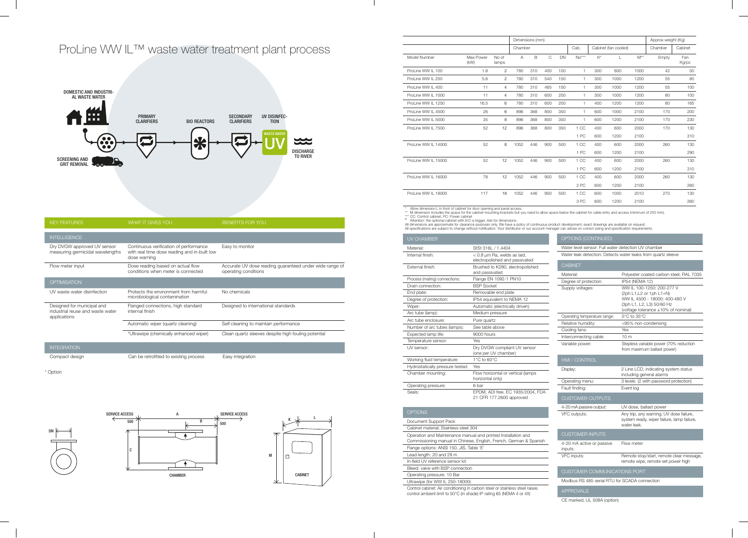# ProLine WW IL™ waste water treatment plant process

DOMESTIC AND INDUSTRIAL WASTE WATER

SCREENING AND GRIT REMOVAL

PRIMARY CLARIFIERS

BIO REACTORS

SECONDARY CLARIFIERS

UV DISINFECTION

WASTE WATER UV

DISCHARGE TO RIVER

| KEY FEATURES | WHAT IT GIVES YOU | BENEFITS FOR YOU |
|---|---|---|
| **INTELLIGENCE** | | |
| Dry DVGW approved UV sensor measuring germicidal wavelengths | Continuous verification of performance with real time dose reading and in-built low dose warning | Easy to monitor |
| Flow meter input | Dose reading based on actual flow conditions when meter is connected | Accurate UV dose reading guaranteed under wide range of operating conditions |
| **OPTIMISATION** | | |
| UV waste water disinfection | Protects the environment from harmful microbiological contamination | No chemicals |
| Designed for municipal and industrial reuse and waste water applications | Flanged connections, high standard internal finish | Designed to international standards |
| | Automatic wiper (quartz cleaning) | Self cleaning to maintain performance |
| | *Ultrawipe (chemically enhanced wiper) | Clean quartz sleeves despite high fouling potential |
| **INTEGRATION** | | |
| Compact design | Can be retrofitted to existing process | Easy integration |

\* Option

SERVICE ACCESS 500 | A | B | SERVICE ACCESS 500 | DN | C | CHAMBER | K | L | M | CABINET

| | | | Dimensions (mm) | | | | | | | | | Approx weight (Kg) | |
|---|---|---|---|---|---|---|---|---|---|---|---|---|---|
| | | | Chamber | | | | Cab. | Cabinet (fan cooled) | | | | Chamber | Cabinet |
| Model Number | Max Power (kW) | No of lamps | A | B | C | DN | No*** | K* | L | M** | | Empty | Fan Kg/pc |
| ProLine WW IL 100 | 1.8 | 2 | 780 | 310 | 400 | 100 | 1 | 300 | 800 | 1000 | | 42 | 50 |
| ProLine WW IL 250 | 5.6 | 2 | 780 | 310 | 540 | 150 | 1 | 300 | 1000 | 1200 | | 55 | 80 |
| ProLine WW IL 400 | 11 | 4 | 780 | 310 | 465 | 150 | 1 | 300 | 1000 | 1200 | | 55 | 100 |
| ProLine WW IL 1000 | 11 | 4 | 780 | 310 | 600 | 200 | 1 | 300 | 1000 | 1200 | | 80 | 100 |
| ProLine WW IL 1250 | 16.5 | 6 | 780 | 310 | 600 | 200 | 1 | 400 | 1200 | 1200 | | 80 | 165 |
| ProLine WW IL 4500 | 26 | 6 | 896 | 368 | 800 | 350 | 1 | 600 | 1000 | 2100 | | 170 | 200 |
| ProLine WW IL 5000 | 35 | 8 | 896 | 368 | 800 | 350 | 1 | 600 | 1200 | 2100 | | 170 | 230 |
| ProLine WW IL 7500 | 52 | 12 | 896 | 368 | 800 | 350 | 1 CC | 400 | 600 | 2000 | | 170 | 130 |
| | | | | | | | 1 PC | 600 | 1200 | 2100 | | | 310 |
| ProLine WW IL 14000 | 52 | 8 | 1052 | 446 | 900 | 500 | 1 CC | 400 | 600 | 2000 | | 260 | 130 |
| | | | | | | | 1 PC | 600 | 1200 | 2100 | | | 290 |
| ProLine WW IL 15000 | 52 | 12 | 1052 | 446 | 900 | 500 | 1 CC | 400 | 600 | 2000 | | 260 | 130 |
| | | | | | | | 1 PC | 600 | 1200 | 2100 | | | 310 |
| ProLine WW IL 16000 | 78 | 12 | 1052 | 446 | 900 | 500 | 1 CC | 400 | 600 | 2000 | | 260 | 130 |
| | | | | | | | 2 PC | 600 | 1200 | 2100 | | | 260 |
| ProLine WW IL 18000 | 117 | 18 | 1052 | 446 | 900 | 500 | 1 CC | 600 | 1000 | 2010 | | 270 | 130 |
| | | | | | | | 3 PC | 600 | 1200 | 2100 | | | 260 |

\* Allow dimension L in front of cabinet for door opening and panel access.
\*\* M dimension includes the space for the cabinet mounting brackets but you need to allow space below the cabinet for cable entry and access (minimum of 250 mm).
\*\*\* CC: Control cabinet, PC: Power cabinet
a Attention: the optional cabinet with A/C is bigger. Ask for dimensions.
All dimensions are approximate for clearance purposes only. We have a policy of continuous product development, exact drawings are available on request.
All specifications are subject to change without notification. Your distributor or our account manager can advise on correct sizing and specification requirements.

| UV CHAMBER | |
|---|---|
| Material: | StSt 316L / 1.4404 |
| Internal finish: | < 0.8 µm Ra, welds as laid, electropolished and passivated |
| External finish: | Brushed to K280, electropolished and passivated |
| Process (mating) connections: | Flange EN 1092-1 PN10 |
| Drain connection: | BSP Socket |
| End plate: | Removable end plate |
| Degree of protection: | IP54 equivalent to NEMA 12 |
| Wiper: | Automatic (electrically driven) |
| Arc tube (lamp): | Medium pressure |
| Arc tube enclosure: | Pure quartz |
| Number of arc tubes (lamps): | See table above |
| Expected lamp life: | 9000 hours |
| Temperature sensor: | Yes |
| UV sensor: | Dry DVGW compliant UV sensor (one per UV chamber) |
| Working fluid temperature: | 1°C to 60°C |
| Hydrostatically pressure tested: | Yes |
| Chamber mounting: | Flow horizontal or vertical (lamps horizontal only) |
| Operating pressure: | 6 bar |
| Seals: | EPDM, ADI free, EC 1935/2004, FDA 21 CFR 177.2600 approved |

**OPTIONS**

- Document Support Pack
- Cabinet material: Stainless steel 304
- Operation and Maintenance manual and printed Installation and Commissioning manual in Chinese, English, French, German & Spanish
- Flange options: ANSI 150, JIS, Table 'E'
- Lead length: 20 and 29 m
- In-field UV reference sensor kit
- Bleed: valve with BSP connection
- Operating pressure: 10 Bar
- Ultrawipe (for WW IL 250-18000)
- Control cabinet: Air conditioning in carbon steel or stainless steel raises control ambient limit to 50°C (in shade) IP rating 65 (NEMA 4 or 4X)

**OPTIONS (CONTINUED)**

- Water level sensor: Full water detection UV chamber
- Water leak detection: Detects water leaks from quartz sleeve

| CABINET | |
|---|---|
| Material: | Polyester coated carbon steel, RAL 7035 |
| Degree of protection: | IP54 (NEMA 12) |
| Supply voltages: | WW IL 100-1250: 200-277 V (2ph L1,L2 or 1ph L1+N) WW IL 4500 - 18000: 400-480 V (3ph L1, L2, L3) 50/60 Hz (voltage tolerance ±10% of nominal) |
| Operating temperature range: | 5°C to 35°C |
| Relative humidity: | <95% non-condensing |
| Cooling fans: | Yes |
| Interconnecting cable: | 10 m |
| Variable power: | Stepless variable power (70% reduction from maximum ballast power) |

| HMI / CONTROL | |
|---|---|
| Display: | 2 Line LCD, indicating system status including general alarms |
| Operating menu: | 3 levels (2 with password protection) |
| Fault finding: | Event log |

| CUSTOMER OUTPUTS | |
|---|---|
| 4-20 mA passive output: | UV dose, ballast power |
| VFC outputs: | Any trip, any warning, UV dose failure, system ready, wiper failure, lamp failure, water leak. |

| CUSTOMER INPUTS | |
|---|---|
| 4-20 mA active or passive inputs: | Flow meter |
| VFC inputs: | Remote stop/start, remote clear message, remote wipe, remote set power high |

**CUSTOMER COMMUNICATIONS PORT**

Modbus RS 485 serial RTU for SCADA connection

**APPROVALS**

CE marked, UL 508A (option)